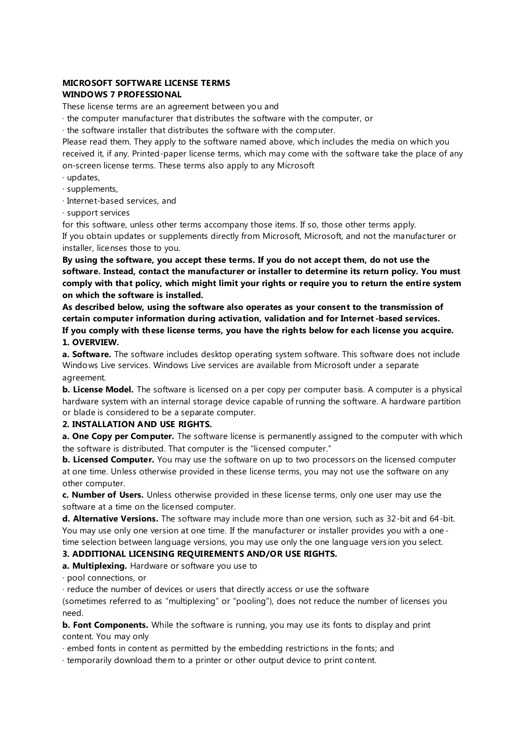**MICROSOFT SOFTWARE LICENSE TERMS**
**WINDOWS 7 PROFESSIONAL**

These license terms are an agreement between you and

· the computer manufacturer that distributes the software with the computer, or
· the software installer that distributes the software with the computer.

Please read them. They apply to the software named above, which includes the media on which you received it, if any. Printed-paper license terms, which may come with the software take the place of any on-screen license terms. These terms also apply to any Microsoft

· updates,
· supplements,
· Internet-based services, and
· support services

for this software, unless other terms accompany those items. If so, those other terms apply.

If you obtain updates or supplements directly from Microsoft, Microsoft, and not the manufacturer or installer, licenses those to you.

**By using the software, you accept these terms. If you do not accept them, do not use the software. Instead, contact the manufacturer or installer to determine its return policy. You must comply with that policy, which might limit your rights or require you to return the entire system on which the software is installed.**

**As described below, using the software also operates as your consent to the transmission of certain computer information during activation, validation and for Internet-based services.**

**If you comply with these license terms, you have the rights below for each license you acquire.**

**1. OVERVIEW.**

**a. Software.** The software includes desktop operating system software. This software does not include Windows Live services. Windows Live services are available from Microsoft under a separate agreement.

**b. License Model.** The software is licensed on a per copy per computer basis. A computer is a physical hardware system with an internal storage device capable of running the software. A hardware partition or blade is considered to be a separate computer.

**2. INSTALLATION AND USE RIGHTS.**

**a. One Copy per Computer.** The software license is permanently assigned to the computer with which the software is distributed. That computer is the "licensed computer."

**b. Licensed Computer.** You may use the software on up to two processors on the licensed computer at one time. Unless otherwise provided in these license terms, you may not use the software on any other computer.

**c. Number of Users.** Unless otherwise provided in these license terms, only one user may use the software at a time on the licensed computer.

**d. Alternative Versions.** The software may include more than one version, such as 32-bit and 64-bit. You may use only one version at one time. If the manufacturer or installer provides you with a one-time selection between language versions, you may use only the one language version you select.

**3. ADDITIONAL LICENSING REQUIREMENTS AND/OR USE RIGHTS.**

**a. Multiplexing.** Hardware or software you use to

· pool connections, or
· reduce the number of devices or users that directly access or use the software

(sometimes referred to as "multiplexing" or "pooling"), does not reduce the number of licenses you need.

**b. Font Components.** While the software is running, you may use its fonts to display and print content. You may only

· embed fonts in content as permitted by the embedding restrictions in the fonts; and
· temporarily download them to a printer or other output device to print content.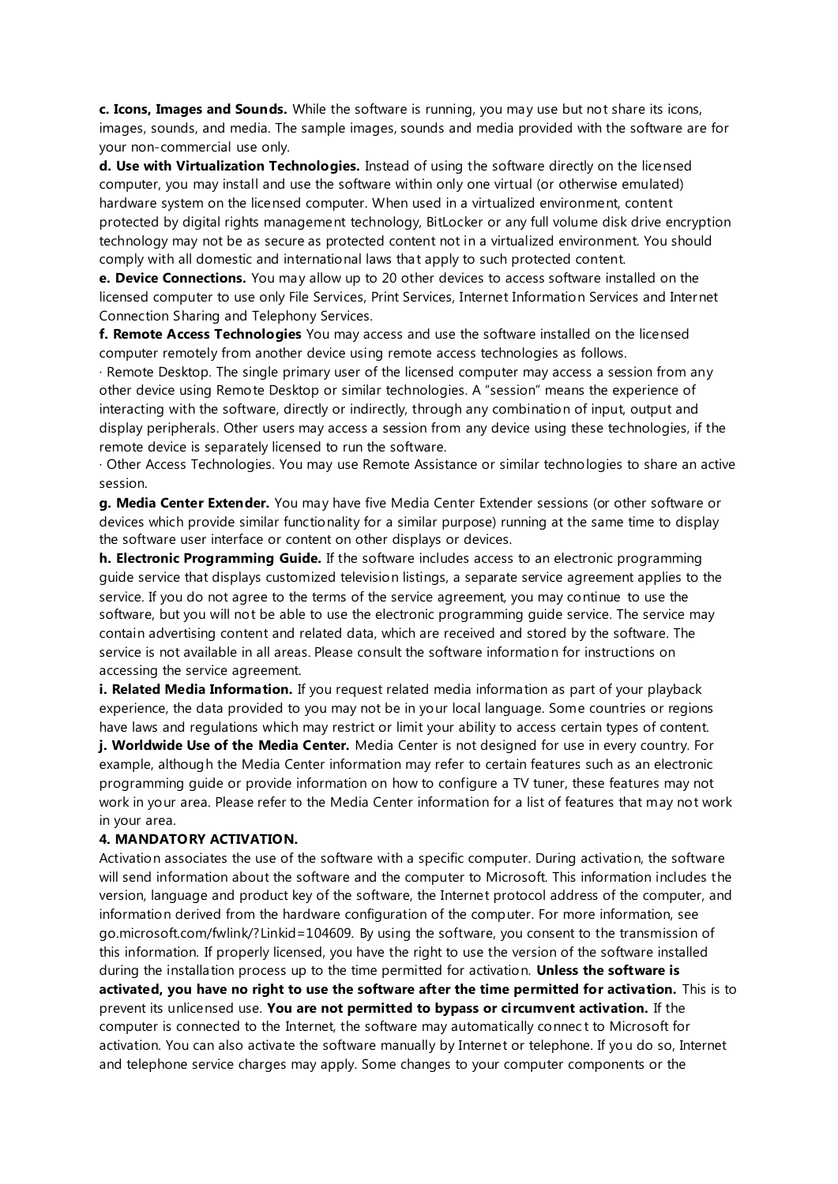**c. Icons, Images and Sounds.** While the software is running, you may use but not share its icons, images, sounds, and media. The sample images, sounds and media provided with the software are for your non-commercial use only.

**d. Use with Virtualization Technologies.** Instead of using the software directly on the licensed computer, you may install and use the software within only one virtual (or otherwise emulated) hardware system on the licensed computer. When used in a virtualized environment, content protected by digital rights management technology, BitLocker or any full volume disk drive encryption technology may not be as secure as protected content not in a virtualized environment. You should comply with all domestic and international laws that apply to such protected content.

**e. Device Connections.** You may allow up to 20 other devices to access software installed on the licensed computer to use only File Services, Print Services, Internet Information Services and Internet Connection Sharing and Telephony Services.

**f. Remote Access Technologies** You may access and use the software installed on the licensed computer remotely from another device using remote access technologies as follows.

· Remote Desktop. The single primary user of the licensed computer may access a session from any other device using Remote Desktop or similar technologies. A "session" means the experience of interacting with the software, directly or indirectly, through any combination of input, output and display peripherals. Other users may access a session from any device using these technologies, if the remote device is separately licensed to run the software.

· Other Access Technologies. You may use Remote Assistance or similar technologies to share an active session.

**g. Media Center Extender.** You may have five Media Center Extender sessions (or other software or devices which provide similar functionality for a similar purpose) running at the same time to display the software user interface or content on other displays or devices.

**h. Electronic Programming Guide.** If the software includes access to an electronic programming guide service that displays customized television listings, a separate service agreement applies to the service. If you do not agree to the terms of the service agreement, you may continue to use the software, but you will not be able to use the electronic programming guide service. The service may contain advertising content and related data, which are received and stored by the software. The service is not available in all areas. Please consult the software information for instructions on accessing the service agreement.

**i. Related Media Information.** If you request related media information as part of your playback experience, the data provided to you may not be in your local language. Some countries or regions have laws and regulations which may restrict or limit your ability to access certain types of content.

**j. Worldwide Use of the Media Center.** Media Center is not designed for use in every country. For example, although the Media Center information may refer to certain features such as an electronic programming guide or provide information on how to configure a TV tuner, these features may not work in your area. Please refer to the Media Center information for a list of features that may not work in your area.

**4. MANDATORY ACTIVATION.**

Activation associates the use of the software with a specific computer. During activation, the software will send information about the software and the computer to Microsoft. This information includes the version, language and product key of the software, the Internet protocol address of the computer, and information derived from the hardware configuration of the computer. For more information, see go.microsoft.com/fwlink/?Linkid=104609. By using the software, you consent to the transmission of this information. If properly licensed, you have the right to use the version of the software installed during the installation process up to the time permitted for activation. **Unless the software is activated, you have no right to use the software after the time permitted for activation.** This is to prevent its unlicensed use. **You are not permitted to bypass or circumvent activation.** If the computer is connected to the Internet, the software may automatically connect to Microsoft for activation. You can also activate the software manually by Internet or telephone. If you do so, Internet and telephone service charges may apply. Some changes to your computer components or the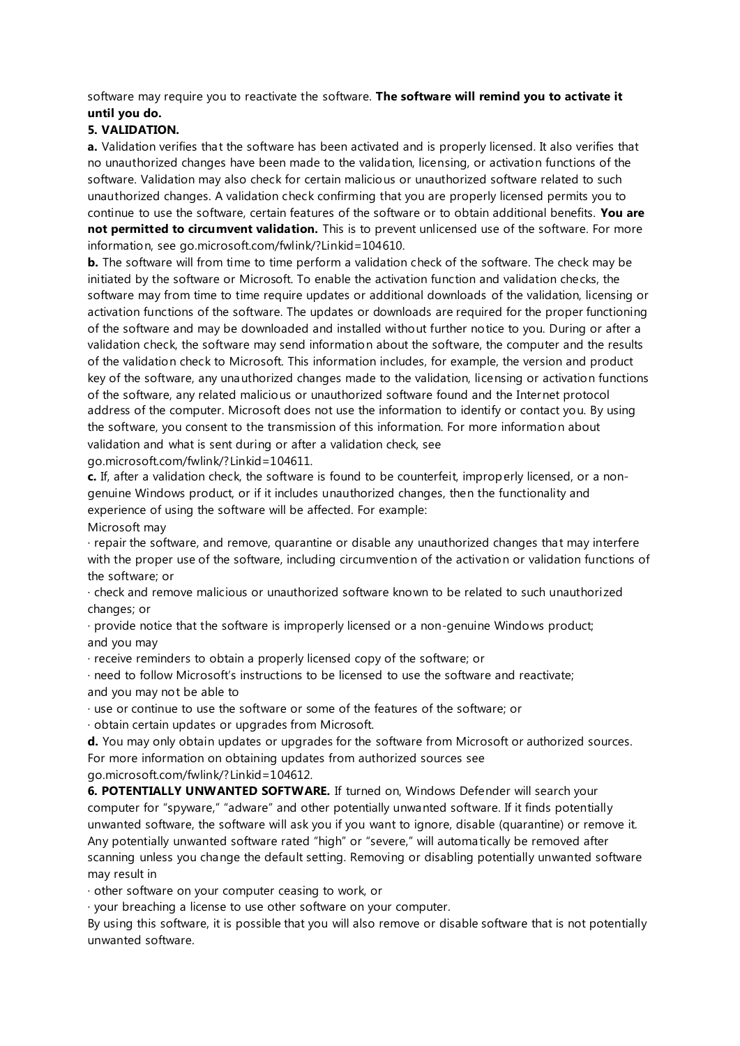software may require you to reactivate the software. **The software will remind you to activate it until you do.**

**5. VALIDATION.**

**a.** Validation verifies that the software has been activated and is properly licensed. It also verifies that no unauthorized changes have been made to the validation, licensing, or activation functions of the software. Validation may also check for certain malicious or unauthorized software related to such unauthorized changes. A validation check confirming that you are properly licensed permits you to continue to use the software, certain features of the software or to obtain additional benefits. **You are not permitted to circumvent validation.** This is to prevent unlicensed use of the software. For more information, see go.microsoft.com/fwlink/?Linkid=104610.

**b.** The software will from time to time perform a validation check of the software. The check may be initiated by the software or Microsoft. To enable the activation function and validation checks, the software may from time to time require updates or additional downloads of the validation, licensing or activation functions of the software. The updates or downloads are required for the proper functioning of the software and may be downloaded and installed without further notice to you. During or after a validation check, the software may send information about the software, the computer and the results of the validation check to Microsoft. This information includes, for example, the version and product key of the software, any unauthorized changes made to the validation, licensing or activation functions of the software, any related malicious or unauthorized software found and the Internet protocol address of the computer. Microsoft does not use the information to identify or contact you. By using the software, you consent to the transmission of this information. For more information about validation and what is sent during or after a validation check, see go.microsoft.com/fwlink/?Linkid=104611.

**c.** If, after a validation check, the software is found to be counterfeit, improperly licensed, or a non-genuine Windows product, or if it includes unauthorized changes, then the functionality and experience of using the software will be affected. For example:

Microsoft may

· repair the software, and remove, quarantine or disable any unauthorized changes that may interfere with the proper use of the software, including circumvention of the activation or validation functions of the software; or

· check and remove malicious or unauthorized software known to be related to such unauthorized changes; or

· provide notice that the software is improperly licensed or a non-genuine Windows product;

and you may

· receive reminders to obtain a properly licensed copy of the software; or

· need to follow Microsoft's instructions to be licensed to use the software and reactivate;

and you may not be able to

· use or continue to use the software or some of the features of the software; or

· obtain certain updates or upgrades from Microsoft.

**d.** You may only obtain updates or upgrades for the software from Microsoft or authorized sources. For more information on obtaining updates from authorized sources see go.microsoft.com/fwlink/?Linkid=104612.

**6. POTENTIALLY UNWANTED SOFTWARE.** If turned on, Windows Defender will search your computer for "spyware," "adware" and other potentially unwanted software. If it finds potentially unwanted software, the software will ask you if you want to ignore, disable (quarantine) or remove it. Any potentially unwanted software rated "high" or "severe," will automatically be removed after scanning unless you change the default setting. Removing or disabling potentially unwanted software may result in

· other software on your computer ceasing to work, or

· your breaching a license to use other software on your computer.

By using this software, it is possible that you will also remove or disable software that is not potentially unwanted software.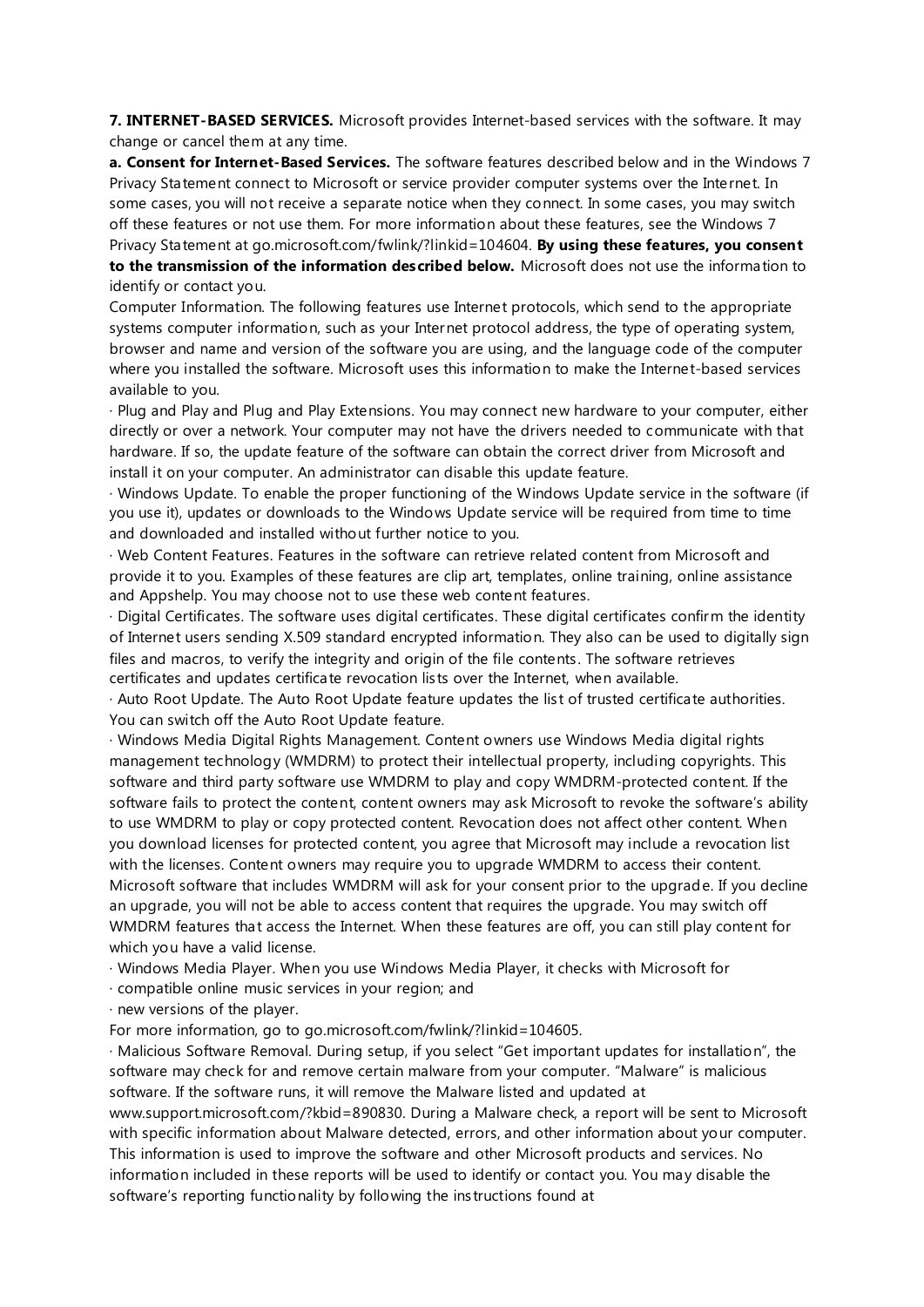**7. INTERNET-BASED SERVICES.** Microsoft provides Internet-based services with the software. It may change or cancel them at any time.

**a. Consent for Internet-Based Services.** The software features described below and in the Windows 7 Privacy Statement connect to Microsoft or service provider computer systems over the Internet. In some cases, you will not receive a separate notice when they connect. In some cases, you may switch off these features or not use them. For more information about these features, see the Windows 7 Privacy Statement at go.microsoft.com/fwlink/?linkid=104604. **By using these features, you consent to the transmission of the information described below.** Microsoft does not use the information to identify or contact you.

Computer Information. The following features use Internet protocols, which send to the appropriate systems computer information, such as your Internet protocol address, the type of operating system, browser and name and version of the software you are using, and the language code of the computer where you installed the software. Microsoft uses this information to make the Internet-based services available to you.

· Plug and Play and Plug and Play Extensions. You may connect new hardware to your computer, either directly or over a network. Your computer may not have the drivers needed to communicate with that hardware. If so, the update feature of the software can obtain the correct driver from Microsoft and install it on your computer. An administrator can disable this update feature.

· Windows Update. To enable the proper functioning of the Windows Update service in the software (if you use it), updates or downloads to the Windows Update service will be required from time to time and downloaded and installed without further notice to you.

· Web Content Features. Features in the software can retrieve related content from Microsoft and provide it to you. Examples of these features are clip art, templates, online training, online assistance and Appshelp. You may choose not to use these web content features.

· Digital Certificates. The software uses digital certificates. These digital certificates confirm the identity of Internet users sending X.509 standard encrypted information. They also can be used to digitally sign files and macros, to verify the integrity and origin of the file contents. The software retrieves certificates and updates certificate revocation lists over the Internet, when available.

· Auto Root Update. The Auto Root Update feature updates the list of trusted certificate authorities. You can switch off the Auto Root Update feature.

· Windows Media Digital Rights Management. Content owners use Windows Media digital rights management technology (WMDRM) to protect their intellectual property, including copyrights. This software and third party software use WMDRM to play and copy WMDRM-protected content. If the software fails to protect the content, content owners may ask Microsoft to revoke the software's ability to use WMDRM to play or copy protected content. Revocation does not affect other content. When you download licenses for protected content, you agree that Microsoft may include a revocation list with the licenses. Content owners may require you to upgrade WMDRM to access their content. Microsoft software that includes WMDRM will ask for your consent prior to the upgrade. If you decline an upgrade, you will not be able to access content that requires the upgrade. You may switch off WMDRM features that access the Internet. When these features are off, you can still play content for which you have a valid license.

· Windows Media Player. When you use Windows Media Player, it checks with Microsoft for

· compatible online music services in your region; and

· new versions of the player.

For more information, go to go.microsoft.com/fwlink/?linkid=104605.

· Malicious Software Removal. During setup, if you select "Get important updates for installation", the software may check for and remove certain malware from your computer. "Malware" is malicious software. If the software runs, it will remove the Malware listed and updated at www.support.microsoft.com/?kbid=890830. During a Malware check, a report will be sent to Microsoft with specific information about Malware detected, errors, and other information about your computer. This information is used to improve the software and other Microsoft products and services. No information included in these reports will be used to identify or contact you. You may disable the software's reporting functionality by following the instructions found at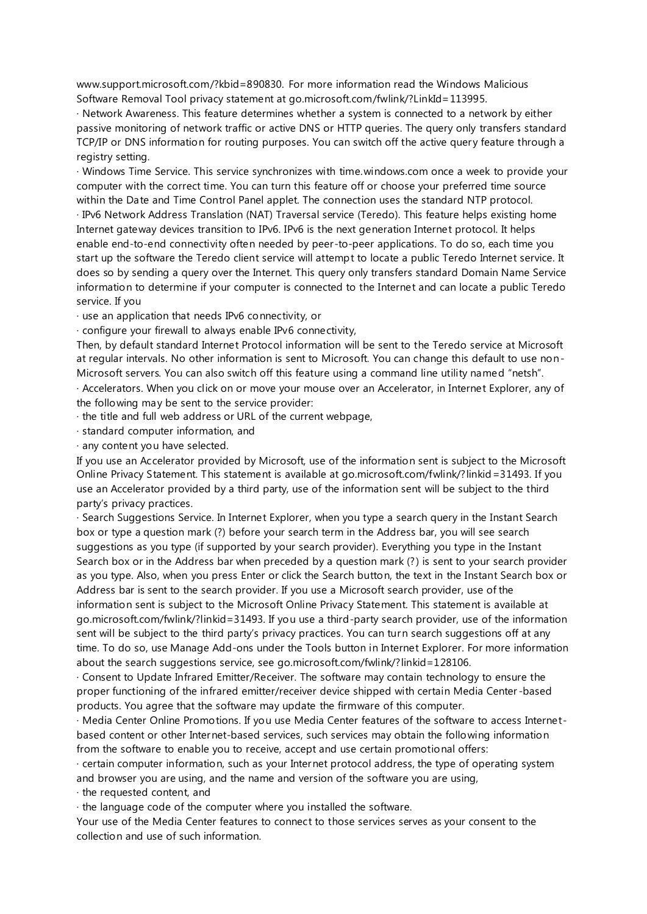www.support.microsoft.com/?kbid=890830. For more information read the Windows Malicious Software Removal Tool privacy statement at go.microsoft.com/fwlink/?LinkId=113995.

· Network Awareness. This feature determines whether a system is connected to a network by either passive monitoring of network traffic or active DNS or HTTP queries. The query only transfers standard TCP/IP or DNS information for routing purposes. You can switch off the active query feature through a registry setting.

· Windows Time Service. This service synchronizes with time.windows.com once a week to provide your computer with the correct time. You can turn this feature off or choose your preferred time source within the Date and Time Control Panel applet. The connection uses the standard NTP protocol.

· IPv6 Network Address Translation (NAT) Traversal service (Teredo). This feature helps existing home Internet gateway devices transition to IPv6. IPv6 is the next generation Internet protocol. It helps enable end-to-end connectivity often needed by peer-to-peer applications. To do so, each time you start up the software the Teredo client service will attempt to locate a public Teredo Internet service. It does so by sending a query over the Internet. This query only transfers standard Domain Name Service information to determine if your computer is connected to the Internet and can locate a public Teredo service. If you

· use an application that needs IPv6 connectivity, or

· configure your firewall to always enable IPv6 connectivity,

Then, by default standard Internet Protocol information will be sent to the Teredo service at Microsoft at regular intervals. No other information is sent to Microsoft. You can change this default to use non-Microsoft servers. You can also switch off this feature using a command line utility named "netsh".

· Accelerators. When you click on or move your mouse over an Accelerator, in Internet Explorer, any of the following may be sent to the service provider:

· the title and full web address or URL of the current webpage,

· standard computer information, and

· any content you have selected.

If you use an Accelerator provided by Microsoft, use of the information sent is subject to the Microsoft Online Privacy Statement. This statement is available at go.microsoft.com/fwlink/?linkid=31493. If you use an Accelerator provided by a third party, use of the information sent will be subject to the third party's privacy practices.

· Search Suggestions Service. In Internet Explorer, when you type a search query in the Instant Search box or type a question mark (?) before your search term in the Address bar, you will see search suggestions as you type (if supported by your search provider). Everything you type in the Instant Search box or in the Address bar when preceded by a question mark (?) is sent to your search provider as you type. Also, when you press Enter or click the Search button, the text in the Instant Search box or Address bar is sent to the search provider. If you use a Microsoft search provider, use of the information sent is subject to the Microsoft Online Privacy Statement. This statement is available at go.microsoft.com/fwlink/?linkid=31493. If you use a third-party search provider, use of the information sent will be subject to the third party's privacy practices. You can turn search suggestions off at any time. To do so, use Manage Add-ons under the Tools button in Internet Explorer. For more information about the search suggestions service, see go.microsoft.com/fwlink/?linkid=128106.

· Consent to Update Infrared Emitter/Receiver. The software may contain technology to ensure the proper functioning of the infrared emitter/receiver device shipped with certain Media Center-based products. You agree that the software may update the firmware of this computer.

· Media Center Online Promotions. If you use Media Center features of the software to access Internet-based content or other Internet-based services, such services may obtain the following information from the software to enable you to receive, accept and use certain promotional offers:

· certain computer information, such as your Internet protocol address, the type of operating system and browser you are using, and the name and version of the software you are using,

· the requested content, and

· the language code of the computer where you installed the software.

Your use of the Media Center features to connect to those services serves as your consent to the collection and use of such information.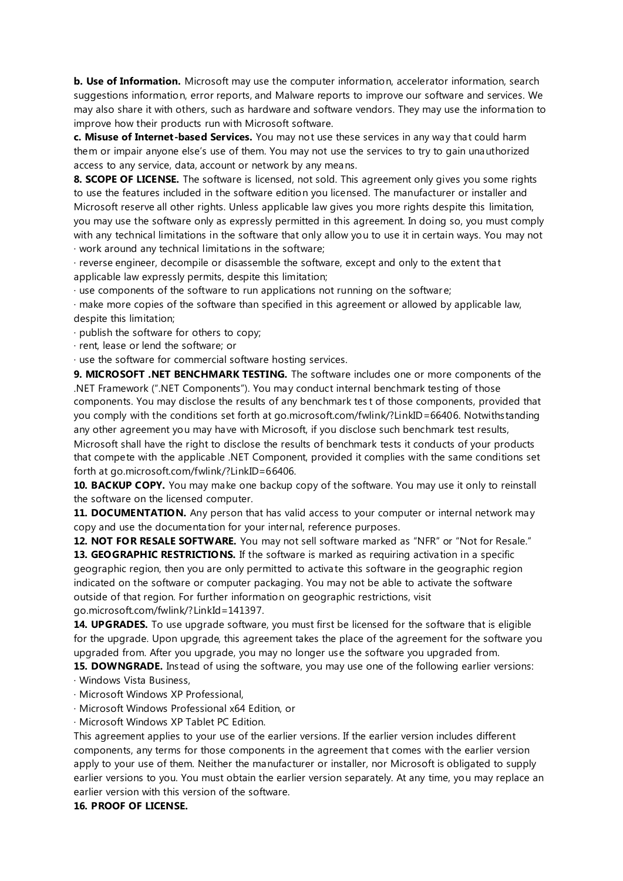**b. Use of Information.** Microsoft may use the computer information, accelerator information, search suggestions information, error reports, and Malware reports to improve our software and services. We may also share it with others, such as hardware and software vendors. They may use the information to improve how their products run with Microsoft software.

**c. Misuse of Internet-based Services.** You may not use these services in any way that could harm them or impair anyone else's use of them. You may not use the services to try to gain unauthorized access to any service, data, account or network by any means.

**8. SCOPE OF LICENSE.** The software is licensed, not sold. This agreement only gives you some rights to use the features included in the software edition you licensed. The manufacturer or installer and Microsoft reserve all other rights. Unless applicable law gives you more rights despite this limitation, you may use the software only as expressly permitted in this agreement. In doing so, you must comply with any technical limitations in the software that only allow you to use it in certain ways. You may not

· work around any technical limitations in the software;

· reverse engineer, decompile or disassemble the software, except and only to the extent that applicable law expressly permits, despite this limitation;

· use components of the software to run applications not running on the software;

· make more copies of the software than specified in this agreement or allowed by applicable law, despite this limitation;

· publish the software for others to copy;

· rent, lease or lend the software; or

· use the software for commercial software hosting services.

**9. MICROSOFT .NET BENCHMARK TESTING.** The software includes one or more components of the .NET Framework (".NET Components"). You may conduct internal benchmark testing of those components. You may disclose the results of any benchmark test of those components, provided that you comply with the conditions set forth at go.microsoft.com/fwlink/?LinkID=66406. Notwithstanding any other agreement you may have with Microsoft, if you disclose such benchmark test results, Microsoft shall have the right to disclose the results of benchmark tests it conducts of your products that compete with the applicable .NET Component, provided it complies with the same conditions set forth at go.microsoft.com/fwlink/?LinkID=66406.

**10. BACKUP COPY.** You may make one backup copy of the software. You may use it only to reinstall the software on the licensed computer.

**11. DOCUMENTATION.** Any person that has valid access to your computer or internal network may copy and use the documentation for your internal, reference purposes.

**12. NOT FOR RESALE SOFTWARE.** You may not sell software marked as "NFR" or "Not for Resale."

**13. GEOGRAPHIC RESTRICTIONS.** If the software is marked as requiring activation in a specific geographic region, then you are only permitted to activate this software in the geographic region indicated on the software or computer packaging. You may not be able to activate the software outside of that region. For further information on geographic restrictions, visit go.microsoft.com/fwlink/?LinkId=141397.

**14. UPGRADES.** To use upgrade software, you must first be licensed for the software that is eligible for the upgrade. Upon upgrade, this agreement takes the place of the agreement for the software you upgraded from. After you upgrade, you may no longer use the software you upgraded from.

**15. DOWNGRADE.** Instead of using the software, you may use one of the following earlier versions:

· Windows Vista Business,

· Microsoft Windows XP Professional,

· Microsoft Windows Professional x64 Edition, or

· Microsoft Windows XP Tablet PC Edition.

This agreement applies to your use of the earlier versions. If the earlier version includes different components, any terms for those components in the agreement that comes with the earlier version apply to your use of them. Neither the manufacturer or installer, nor Microsoft is obligated to supply earlier versions to you. You must obtain the earlier version separately. At any time, you may replace an earlier version with this version of the software.

**16. PROOF OF LICENSE.**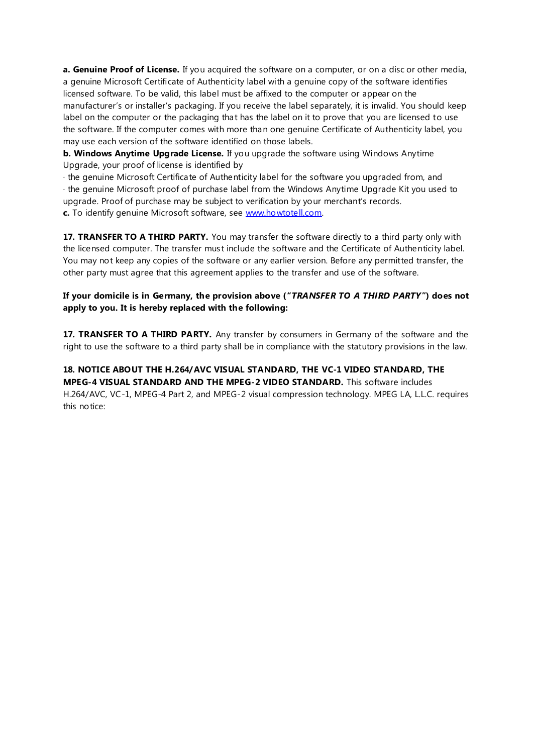**a. Genuine Proof of License.** If you acquired the software on a computer, or on a disc or other media, a genuine Microsoft Certificate of Authenticity label with a genuine copy of the software identifies licensed software. To be valid, this label must be affixed to the computer or appear on the manufacturer's or installer's packaging. If you receive the label separately, it is invalid. You should keep label on the computer or the packaging that has the label on it to prove that you are licensed to use the software. If the computer comes with more than one genuine Certificate of Authenticity label, you may use each version of the software identified on those labels.

**b. Windows Anytime Upgrade License.** If you upgrade the software using Windows Anytime Upgrade, your proof of license is identified by

· the genuine Microsoft Certificate of Authenticity label for the software you upgraded from, and

· the genuine Microsoft proof of purchase label from the Windows Anytime Upgrade Kit you used to upgrade. Proof of purchase may be subject to verification by your merchant's records.

**c.** To identify genuine Microsoft software, see www.howtotell.com.

**17. TRANSFER TO A THIRD PARTY.** You may transfer the software directly to a third party only with the licensed computer. The transfer must include the software and the Certificate of Authenticity label. You may not keep any copies of the software or any earlier version. Before any permitted transfer, the other party must agree that this agreement applies to the transfer and use of the software.

**If your domicile is in Germany, the provision above ("*TRANSFER TO A THIRD PARTY*") does not apply to you. It is hereby replaced with the following:**

**17. TRANSFER TO A THIRD PARTY.** Any transfer by consumers in Germany of the software and the right to use the software to a third party shall be in compliance with the statutory provisions in the law.

**18. NOTICE ABOUT THE H.264/AVC VISUAL STANDARD, THE VC-1 VIDEO STANDARD, THE MPEG-4 VISUAL STANDARD AND THE MPEG-2 VIDEO STANDARD.** This software includes H.264/AVC, VC-1, MPEG-4 Part 2, and MPEG-2 visual compression technology. MPEG LA, L.L.C. requires this notice: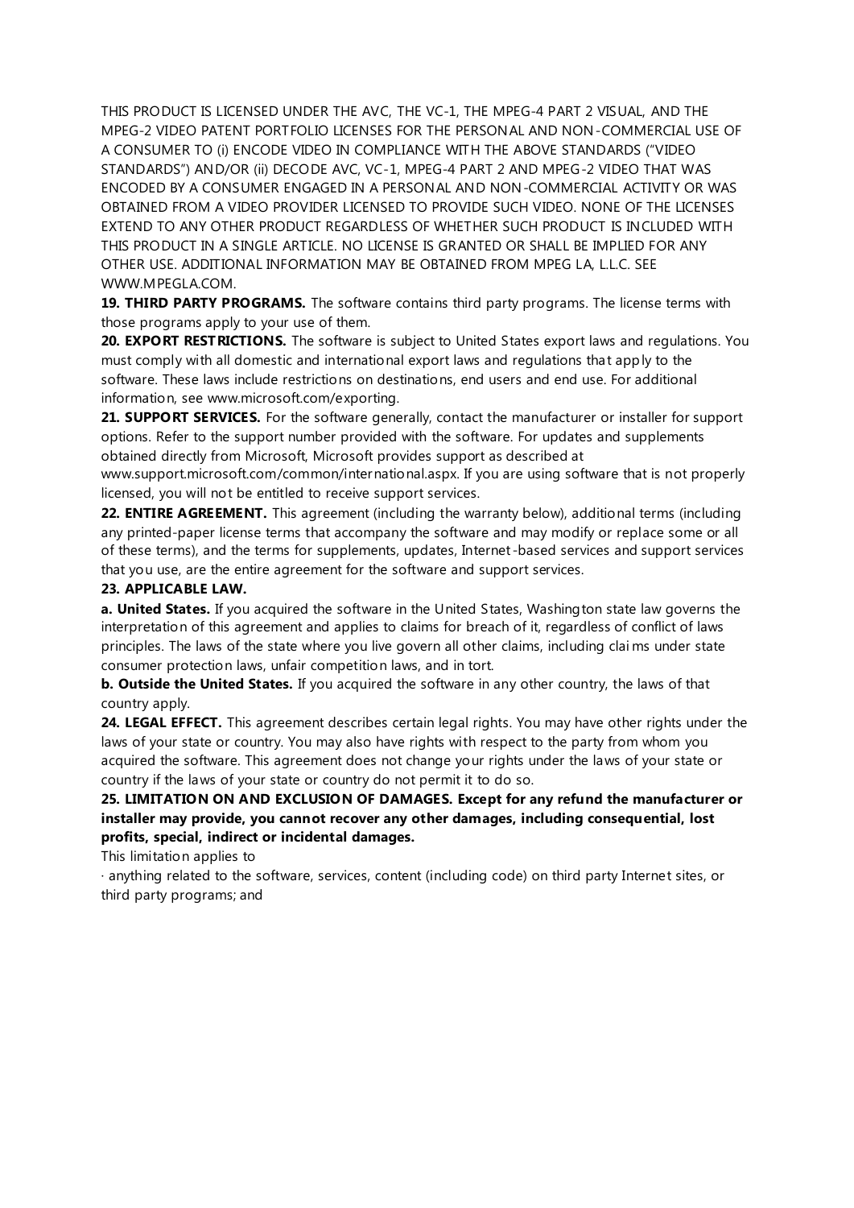THIS PRODUCT IS LICENSED UNDER THE AVC, THE VC-1, THE MPEG-4 PART 2 VISUAL, AND THE MPEG-2 VIDEO PATENT PORTFOLIO LICENSES FOR THE PERSONAL AND NON-COMMERCIAL USE OF A CONSUMER TO (i) ENCODE VIDEO IN COMPLIANCE WITH THE ABOVE STANDARDS ("VIDEO STANDARDS") AND/OR (ii) DECODE AVC, VC-1, MPEG-4 PART 2 AND MPEG-2 VIDEO THAT WAS ENCODED BY A CONSUMER ENGAGED IN A PERSONAL AND NON-COMMERCIAL ACTIVITY OR WAS OBTAINED FROM A VIDEO PROVIDER LICENSED TO PROVIDE SUCH VIDEO. NONE OF THE LICENSES EXTEND TO ANY OTHER PRODUCT REGARDLESS OF WHETHER SUCH PRODUCT IS INCLUDED WITH THIS PRODUCT IN A SINGLE ARTICLE. NO LICENSE IS GRANTED OR SHALL BE IMPLIED FOR ANY OTHER USE. ADDITIONAL INFORMATION MAY BE OBTAINED FROM MPEG LA, L.L.C. SEE WWW.MPEGLA.COM.

**19. THIRD PARTY PROGRAMS.** The software contains third party programs. The license terms with those programs apply to your use of them.

**20. EXPORT RESTRICTIONS.** The software is subject to United States export laws and regulations. You must comply with all domestic and international export laws and regulations that apply to the software. These laws include restrictions on destinations, end users and end use. For additional information, see www.microsoft.com/exporting.

**21. SUPPORT SERVICES.** For the software generally, contact the manufacturer or installer for support options. Refer to the support number provided with the software. For updates and supplements obtained directly from Microsoft, Microsoft provides support as described at www.support.microsoft.com/common/international.aspx. If you are using software that is not properly licensed, you will not be entitled to receive support services.

**22. ENTIRE AGREEMENT.** This agreement (including the warranty below), additional terms (including any printed-paper license terms that accompany the software and may modify or replace some or all of these terms), and the terms for supplements, updates, Internet-based services and support services that you use, are the entire agreement for the software and support services.

**23. APPLICABLE LAW.**

**a. United States.** If you acquired the software in the United States, Washington state law governs the interpretation of this agreement and applies to claims for breach of it, regardless of conflict of laws principles. The laws of the state where you live govern all other claims, including claims under state consumer protection laws, unfair competition laws, and in tort.

**b. Outside the United States.** If you acquired the software in any other country, the laws of that country apply.

**24. LEGAL EFFECT.** This agreement describes certain legal rights. You may have other rights under the laws of your state or country. You may also have rights with respect to the party from whom you acquired the software. This agreement does not change your rights under the laws of your state or country if the laws of your state or country do not permit it to do so.

**25. LIMITATION ON AND EXCLUSION OF DAMAGES. Except for any refund the manufacturer or installer may provide, you cannot recover any other damages, including consequential, lost profits, special, indirect or incidental damages.**

This limitation applies to

· anything related to the software, services, content (including code) on third party Internet sites, or third party programs; and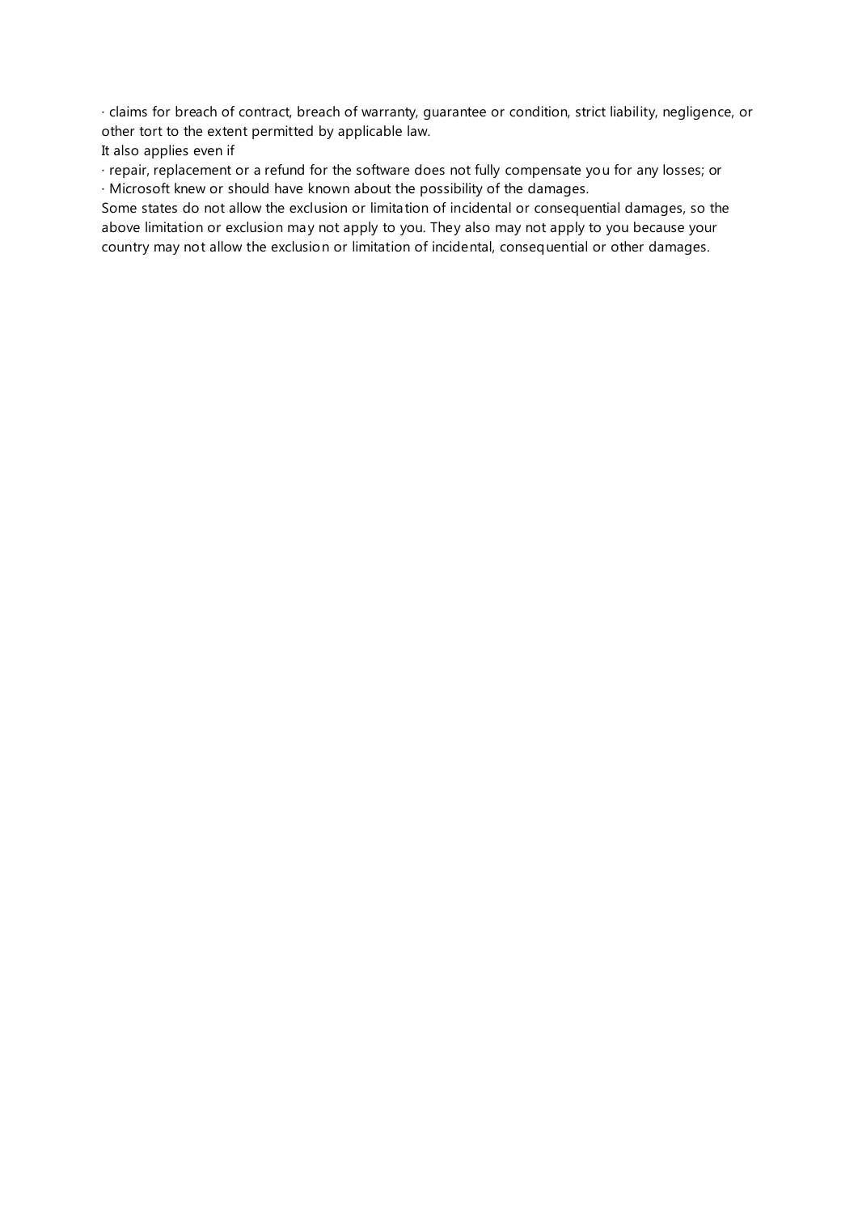· claims for breach of contract, breach of warranty, guarantee or condition, strict liability, negligence, or other tort to the extent permitted by applicable law.

It also applies even if

· repair, replacement or a refund for the software does not fully compensate you for any losses; or

· Microsoft knew or should have known about the possibility of the damages.

Some states do not allow the exclusion or limitation of incidental or consequential damages, so the above limitation or exclusion may not apply to you. They also may not apply to you because your country may not allow the exclusion or limitation of incidental, consequential or other damages.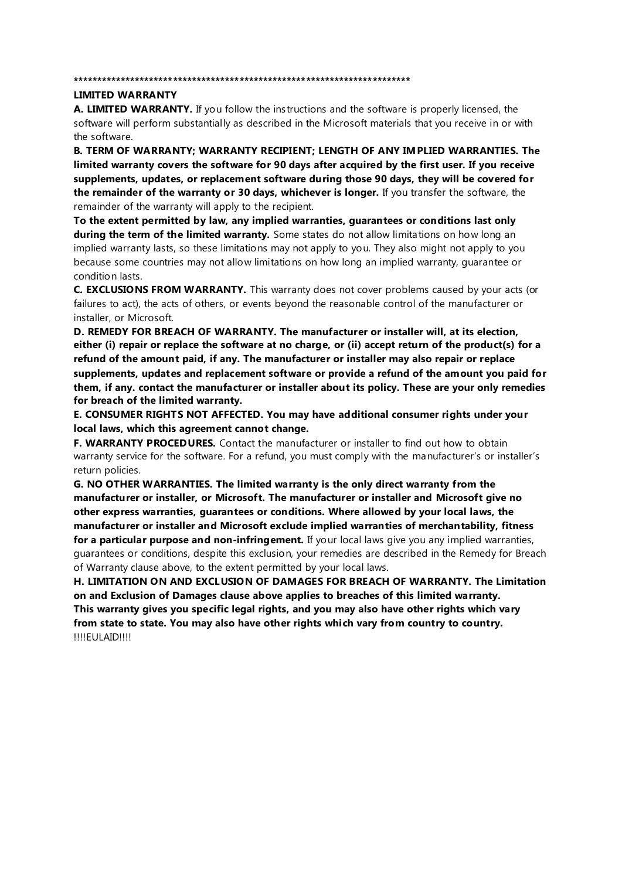************************************************************************

**LIMITED WARRANTY**

**A. LIMITED WARRANTY.** If you follow the instructions and the software is properly licensed, the software will perform substantially as described in the Microsoft materials that you receive in or with the software.

**B. TERM OF WARRANTY; WARRANTY RECIPIENT; LENGTH OF ANY IMPLIED WARRANTIES. The limited warranty covers the software for 90 days after acquired by the first user. If you receive supplements, updates, or replacement software during those 90 days, they will be covered for the remainder of the warranty or 30 days, whichever is longer.** If you transfer the software, the remainder of the warranty will apply to the recipient.

**To the extent permitted by law, any implied warranties, guarantees or conditions last only during the term of the limited warranty.** Some states do not allow limitations on how long an implied warranty lasts, so these limitations may not apply to you. They also might not apply to you because some countries may not allow limitations on how long an implied warranty, guarantee or condition lasts.

**C. EXCLUSIONS FROM WARRANTY.** This warranty does not cover problems caused by your acts (or failures to act), the acts of others, or events beyond the reasonable control of the manufacturer or installer, or Microsoft.

**D. REMEDY FOR BREACH OF WARRANTY. The manufacturer or installer will, at its election, either (i) repair or replace the software at no charge, or (ii) accept return of the product(s) for a refund of the amount paid, if any. The manufacturer or installer may also repair or replace supplements, updates and replacement software or provide a refund of the amount you paid for them, if any. contact the manufacturer or installer about its policy. These are your only remedies for breach of the limited warranty.**

**E. CONSUMER RIGHTS NOT AFFECTED. You may have additional consumer rights under your local laws, which this agreement cannot change.**

**F. WARRANTY PROCEDURES.** Contact the manufacturer or installer to find out how to obtain warranty service for the software. For a refund, you must comply with the manufacturer's or installer's return policies.

**G. NO OTHER WARRANTIES. The limited warranty is the only direct warranty from the manufacturer or installer, or Microsoft. The manufacturer or installer and Microsoft give no other express warranties, guarantees or conditions. Where allowed by your local laws, the manufacturer or installer and Microsoft exclude implied warranties of merchantability, fitness for a particular purpose and non-infringement.** If your local laws give you any implied warranties, guarantees or conditions, despite this exclusion, your remedies are described in the Remedy for Breach of Warranty clause above, to the extent permitted by your local laws.

**H. LIMITATION ON AND EXCLUSION OF DAMAGES FOR BREACH OF WARRANTY. The Limitation on and Exclusion of Damages clause above applies to breaches of this limited warranty.**

**This warranty gives you specific legal rights, and you may also have other rights which vary from state to state. You may also have other rights which vary from country to country.**

!!!!EULAID!!!!